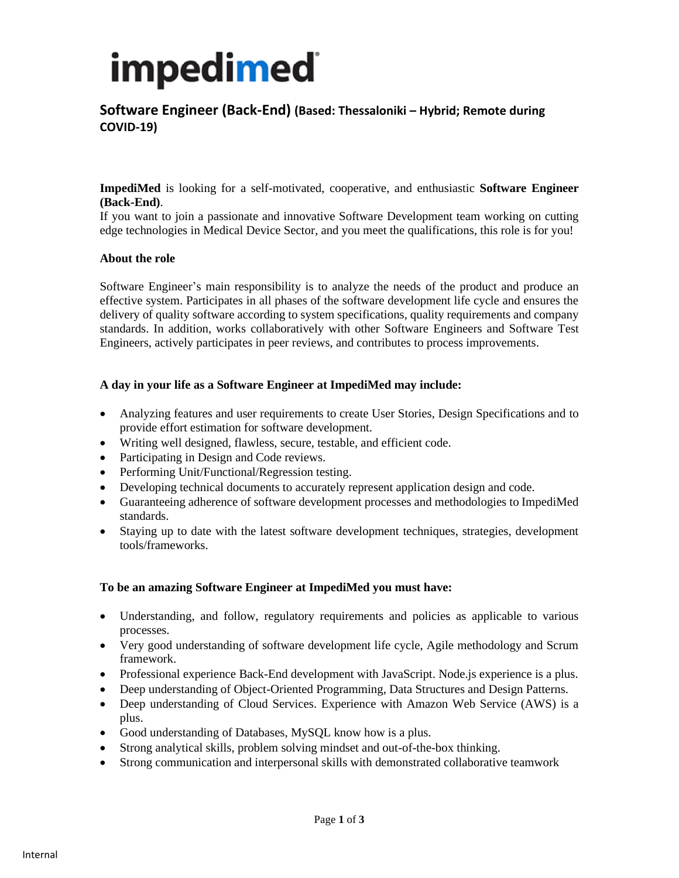# impedimed

## Software Engineer (Back-End) (Based: Thessaloniki – Hybrid; Remote during COVID-19)

**ImpediMed** is looking for a self-motivated, cooperative, and enthusiastic **Software Engineer (Back-End)**.
If you want to join a passionate and innovative Software Development team working on cutting edge technologies in Medical Device Sector, and you meet the qualifications, this role is for you!

**About the role**

Software Engineer's main responsibility is to analyze the needs of the product and produce an effective system. Participates in all phases of the software development life cycle and ensures the delivery of quality software according to system specifications, quality requirements and company standards. In addition, works collaboratively with other Software Engineers and Software Test Engineers, actively participates in peer reviews, and contributes to process improvements.

**A day in your life as a Software Engineer at ImpediMed may include:**

- Analyzing features and user requirements to create User Stories, Design Specifications and to provide effort estimation for software development.
- Writing well designed, flawless, secure, testable, and efficient code.
- Participating in Design and Code reviews.
- Performing Unit/Functional/Regression testing.
- Developing technical documents to accurately represent application design and code.
- Guaranteeing adherence of software development processes and methodologies to ImpediMed standards.
- Staying up to date with the latest software development techniques, strategies, development tools/frameworks.

**To be an amazing Software Engineer at ImpediMed you must have:**

- Understanding, and follow, regulatory requirements and policies as applicable to various processes.
- Very good understanding of software development life cycle, Agile methodology and Scrum framework.
- Professional experience Back-End development with JavaScript. Node.js experience is a plus.
- Deep understanding of Object-Oriented Programming, Data Structures and Design Patterns.
- Deep understanding of Cloud Services. Experience with Amazon Web Service (AWS) is a plus.
- Good understanding of Databases, MySQL know how is a plus.
- Strong analytical skills, problem solving mindset and out-of-the-box thinking.
- Strong communication and interpersonal skills with demonstrated collaborative teamwork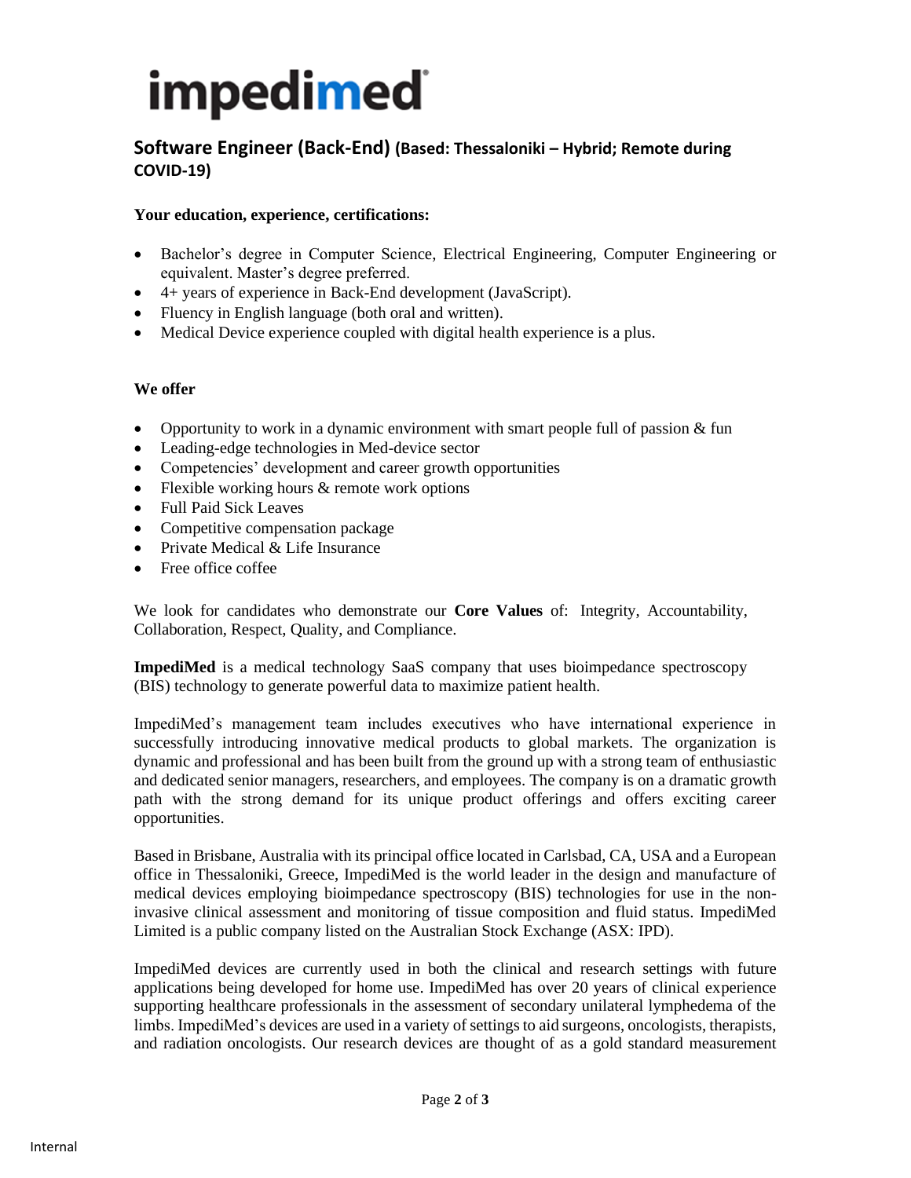# impedimed

## Software Engineer (Back-End) (Based: Thessaloniki – Hybrid; Remote during COVID-19)

**Your education, experience, certifications:**

- Bachelor's degree in Computer Science, Electrical Engineering, Computer Engineering or equivalent. Master's degree preferred.
- 4+ years of experience in Back-End development (JavaScript).
- Fluency in English language (both oral and written).
- Medical Device experience coupled with digital health experience is a plus.

**We offer**

- Opportunity to work in a dynamic environment with smart people full of passion & fun
- Leading-edge technologies in Med-device sector
- Competencies' development and career growth opportunities
- Flexible working hours & remote work options
- Full Paid Sick Leaves
- Competitive compensation package
- Private Medical & Life Insurance
- Free office coffee

We look for candidates who demonstrate our **Core Values** of: Integrity, Accountability, Collaboration, Respect, Quality, and Compliance.

**ImpediMed** is a medical technology SaaS company that uses bioimpedance spectroscopy (BIS) technology to generate powerful data to maximize patient health.

ImpediMed's management team includes executives who have international experience in successfully introducing innovative medical products to global markets. The organization is dynamic and professional and has been built from the ground up with a strong team of enthusiastic and dedicated senior managers, researchers, and employees. The company is on a dramatic growth path with the strong demand for its unique product offerings and offers exciting career opportunities.

Based in Brisbane, Australia with its principal office located in Carlsbad, CA, USA and a European office in Thessaloniki, Greece, ImpediMed is the world leader in the design and manufacture of medical devices employing bioimpedance spectroscopy (BIS) technologies for use in the non-invasive clinical assessment and monitoring of tissue composition and fluid status. ImpediMed Limited is a public company listed on the Australian Stock Exchange (ASX: IPD).

ImpediMed devices are currently used in both the clinical and research settings with future applications being developed for home use. ImpediMed has over 20 years of clinical experience supporting healthcare professionals in the assessment of secondary unilateral lymphedema of the limbs. ImpediMed's devices are used in a variety of settings to aid surgeons, oncologists, therapists, and radiation oncologists. Our research devices are thought of as a gold standard measurement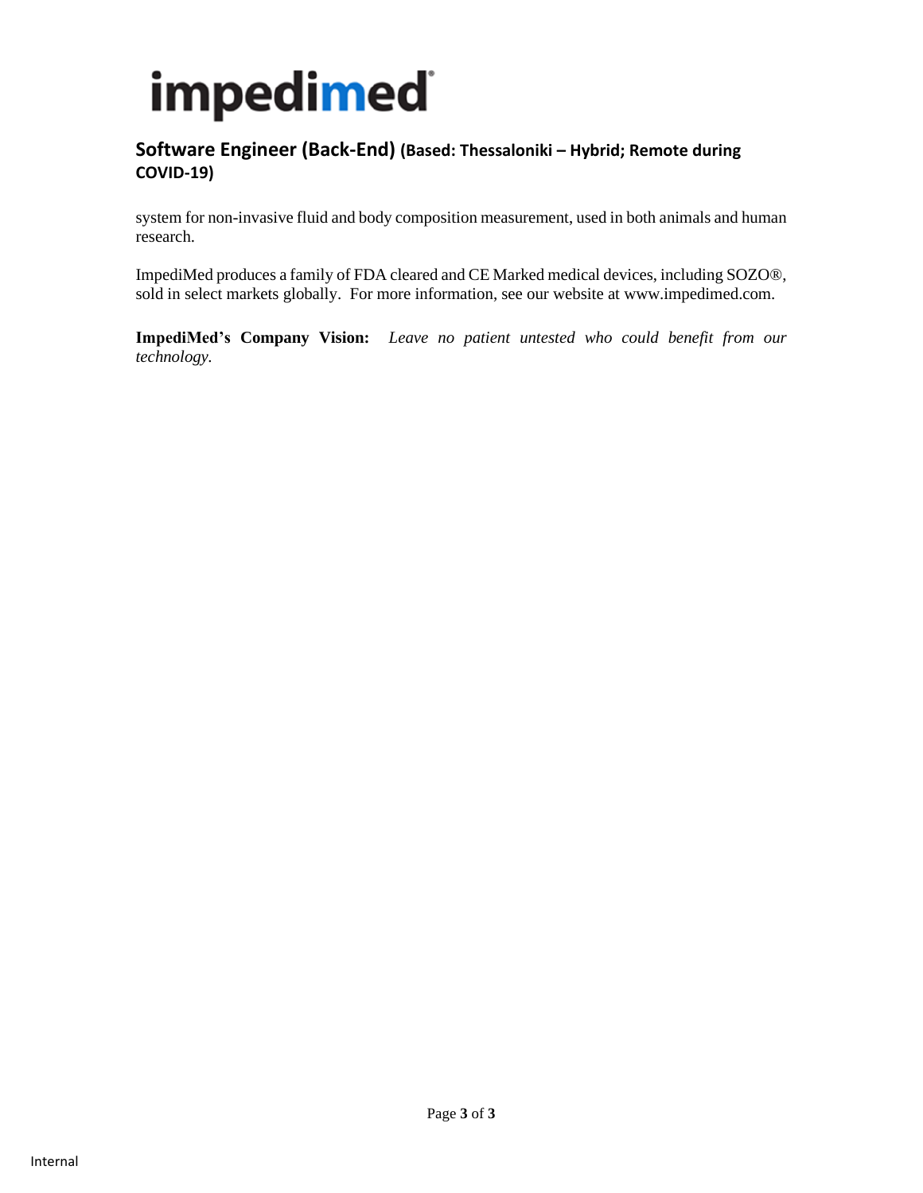## Software Engineer (Back-End) (Based: Thessaloniki – Hybrid; Remote during COVID-19)

system for non-invasive fluid and body composition measurement, used in both animals and human research.

ImpediMed produces a family of FDA cleared and CE Marked medical devices, including SOZO®, sold in select markets globally. For more information, see our website at www.impedimed.com.

**ImpediMed's Company Vision:** *Leave no patient untested who could benefit from our technology.*